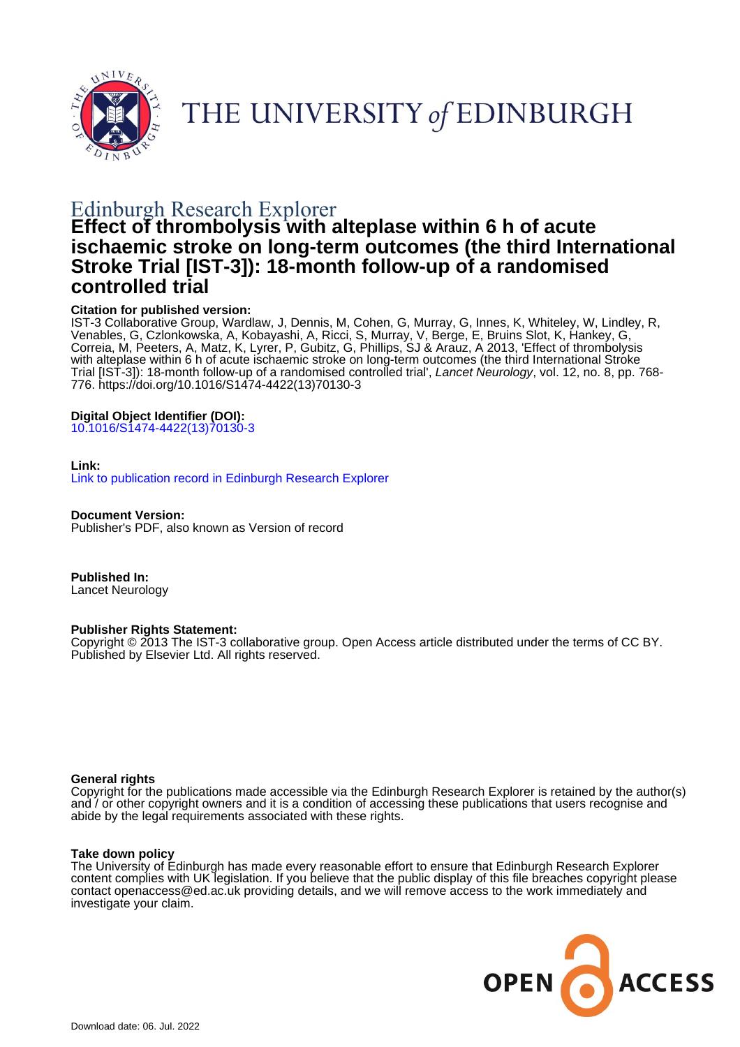THE UNIVERSITY of EDINBURGH

Edinburgh Research Explorer

# Effect of thrombolysis with alteplase within 6 h of acute ischaemic stroke on long-term outcomes (the third International Stroke Trial [IST-3]): 18-month follow-up of a randomised controlled trial

**Citation for published version:**
IST-3 Collaborative Group, Wardlaw, J, Dennis, M, Cohen, G, Murray, G, Innes, K, Whiteley, W, Lindley, R, Venables, G, Czlonkowska, A, Kobayashi, A, Ricci, S, Murray, V, Berge, E, Bruins Slot, K, Hankey, G, Correia, M, Peeters, A, Matz, K, Lyrer, P, Gubitz, G, Phillips, SJ & Arauz, A 2013, 'Effect of thrombolysis with alteplase within 6 h of acute ischaemic stroke on long-term outcomes (the third International Stroke Trial [IST-3]): 18-month follow-up of a randomised controlled trial', *Lancet Neurology*, vol. 12, no. 8, pp. 768-776. https://doi.org/10.1016/S1474-4422(13)70130-3

**Digital Object Identifier (DOI):**
10.1016/S1474-4422(13)70130-3

**Link:**
Link to publication record in Edinburgh Research Explorer

**Document Version:**
Publisher's PDF, also known as Version of record

**Published In:**
Lancet Neurology

**Publisher Rights Statement:**
Copyright © 2013 The IST-3 collaborative group. Open Access article distributed under the terms of CC BY. Published by Elsevier Ltd. All rights reserved.

**General rights**
Copyright for the publications made accessible via the Edinburgh Research Explorer is retained by the author(s) and / or other copyright owners and it is a condition of accessing these publications that users recognise and abide by the legal requirements associated with these rights.

**Take down policy**
The University of Edinburgh has made every reasonable effort to ensure that Edinburgh Research Explorer content complies with UK legislation. If you believe that the public display of this file breaches copyright please contact openaccess@ed.ac.uk providing details, and we will remove access to the work immediately and investigate your claim.

OPEN ACCESS

Download date: 06. Jul. 2022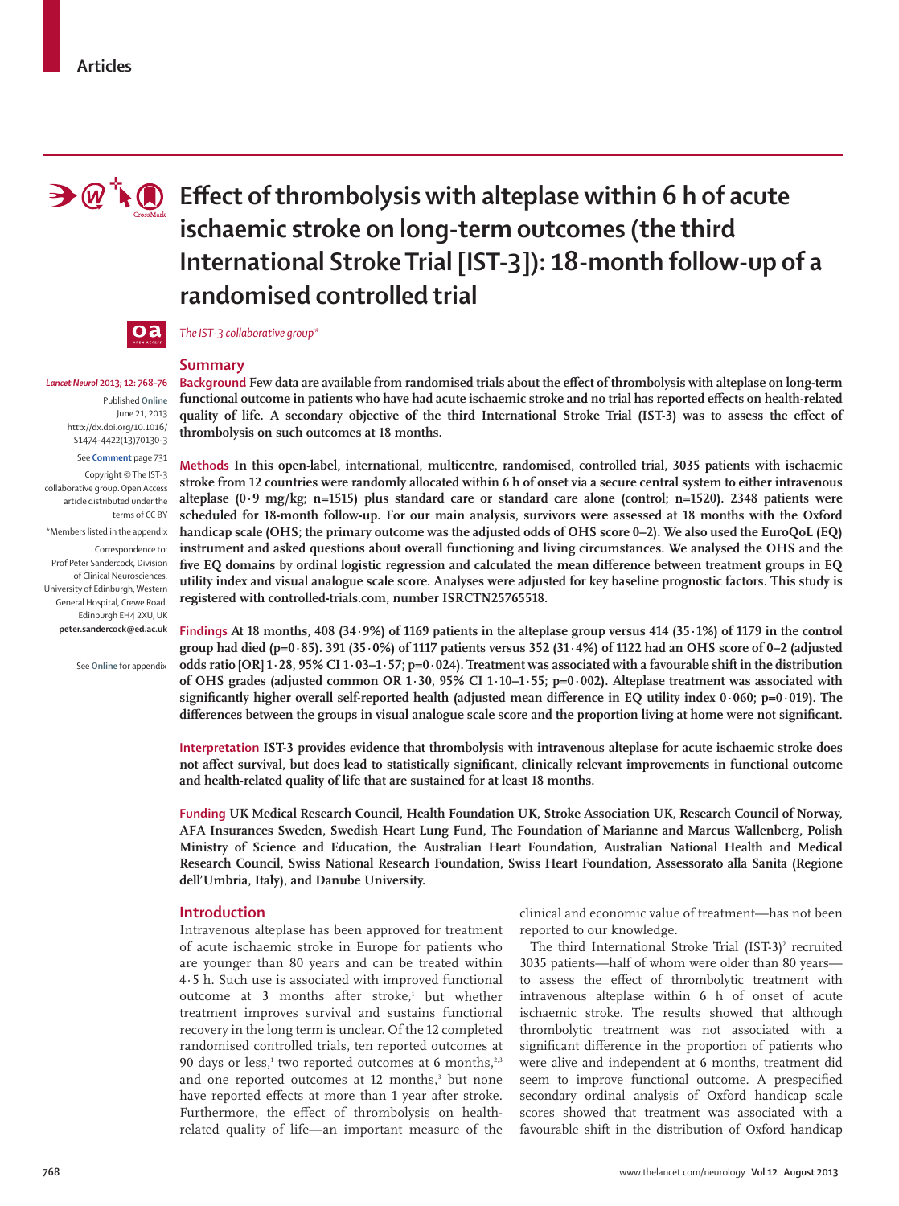# Effect of thrombolysis with alteplase within 6 h of acute ischaemic stroke on long-term outcomes (the third International Stroke Trial [IST-3]): 18-month follow-up of a randomised controlled trial

*The IST-3 collaborative group\**

*Lancet Neurol* 2013; 12: 768–76

Published Online June 21, 2013 http://dx.doi.org/10.1016/S1474-4422(13)70130-3

See **Comment** page 731

Copyright © The IST-3 collaborative group. Open Access article distributed under the terms of CC BY

\*Members listed in the appendix

Correspondence to: Prof Peter Sandercock, Division of Clinical Neurosciences, University of Edinburgh, Western General Hospital, Crewe Road, Edinburgh EH4 2XU, UK **peter.sandercock@ed.ac.uk**

See **Online** for appendix

## Summary

**Background** Few data are available from randomised trials about the effect of thrombolysis with alteplase on long-term functional outcome in patients who have had acute ischaemic stroke and no trial has reported effects on health-related quality of life. A secondary objective of the third International Stroke Trial (IST-3) was to assess the effect of thrombolysis on such outcomes at 18 months.

**Methods** In this open-label, international, multicentre, randomised, controlled trial, 3035 patients with ischaemic stroke from 12 countries were randomly allocated within 6 h of onset via a secure central system to either intravenous alteplase (0·9 mg/kg; n=1515) plus standard care or standard care alone (control; n=1520). 2348 patients were scheduled for 18-month follow-up. For our main analysis, survivors were assessed at 18 months with the Oxford handicap scale (OHS; the primary outcome was the adjusted odds of OHS score 0–2). We also used the EuroQoL (EQ) instrument and asked questions about overall functioning and living circumstances. We analysed the OHS and the five EQ domains by ordinal logistic regression and calculated the mean difference between treatment groups in EQ utility index and visual analogue scale score. Analyses were adjusted for key baseline prognostic factors. This study is registered with controlled-trials.com, number ISRCTN25765518.

**Findings** At 18 months, 408 (34·9%) of 1169 patients in the alteplase group versus 414 (35·1%) of 1179 in the control group had died (p=0·85). 391 (35·0%) of 1117 patients versus 352 (31·4%) of 1122 had an OHS score of 0–2 (adjusted odds ratio [OR] 1·28, 95% CI 1·03–1·57; p=0·024). Treatment was associated with a favourable shift in the distribution of OHS grades (adjusted common OR 1·30, 95% CI 1·10–1·55; p=0·002). Alteplase treatment was associated with significantly higher overall self-reported health (adjusted mean difference in EQ utility index 0·060; p=0·019). The differences between the groups in visual analogue scale score and the proportion living at home were not significant.

**Interpretation** IST-3 provides evidence that thrombolysis with intravenous alteplase for acute ischaemic stroke does not affect survival, but does lead to statistically significant, clinically relevant improvements in functional outcome and health-related quality of life that are sustained for at least 18 months.

**Funding** UK Medical Research Council, Health Foundation UK, Stroke Association UK, Research Council of Norway, AFA Insurances Sweden, Swedish Heart Lung Fund, The Foundation of Marianne and Marcus Wallenberg, Polish Ministry of Science and Education, the Australian Heart Foundation, Australian National Health and Medical Research Council, Swiss National Research Foundation, Swiss Heart Foundation, Assessorato alla Sanita (Regione dell'Umbria, Italy), and Danube University.

## Introduction

Intravenous alteplase has been approved for treatment of acute ischaemic stroke in Europe for patients who are younger than 80 years and can be treated within 4·5 h. Such use is associated with improved functional outcome at 3 months after stroke,[1] but whether treatment improves survival and sustains functional recovery in the long term is unclear. Of the 12 completed randomised controlled trials, ten reported outcomes at 90 days or less,[1] two reported outcomes at 6 months,[2,3] and one reported outcomes at 12 months,[3] but none have reported effects at more than 1 year after stroke. Furthermore, the effect of thrombolysis on health-related quality of life—an important measure of the clinical and economic value of treatment—has not been reported to our knowledge.

The third International Stroke Trial (IST-3)[2] recruited 3035 patients—half of whom were older than 80 years—to assess the effect of thrombolytic treatment with intravenous alteplase within 6 h of onset of acute ischaemic stroke. The results showed that although thrombolytic treatment was not associated with a significant difference in the proportion of patients who were alive and independent at 6 months, treatment did seem to improve functional outcome. A prespecified secondary ordinal analysis of Oxford handicap scale scores showed that treatment was associated with a favourable shift in the distribution of Oxford handicap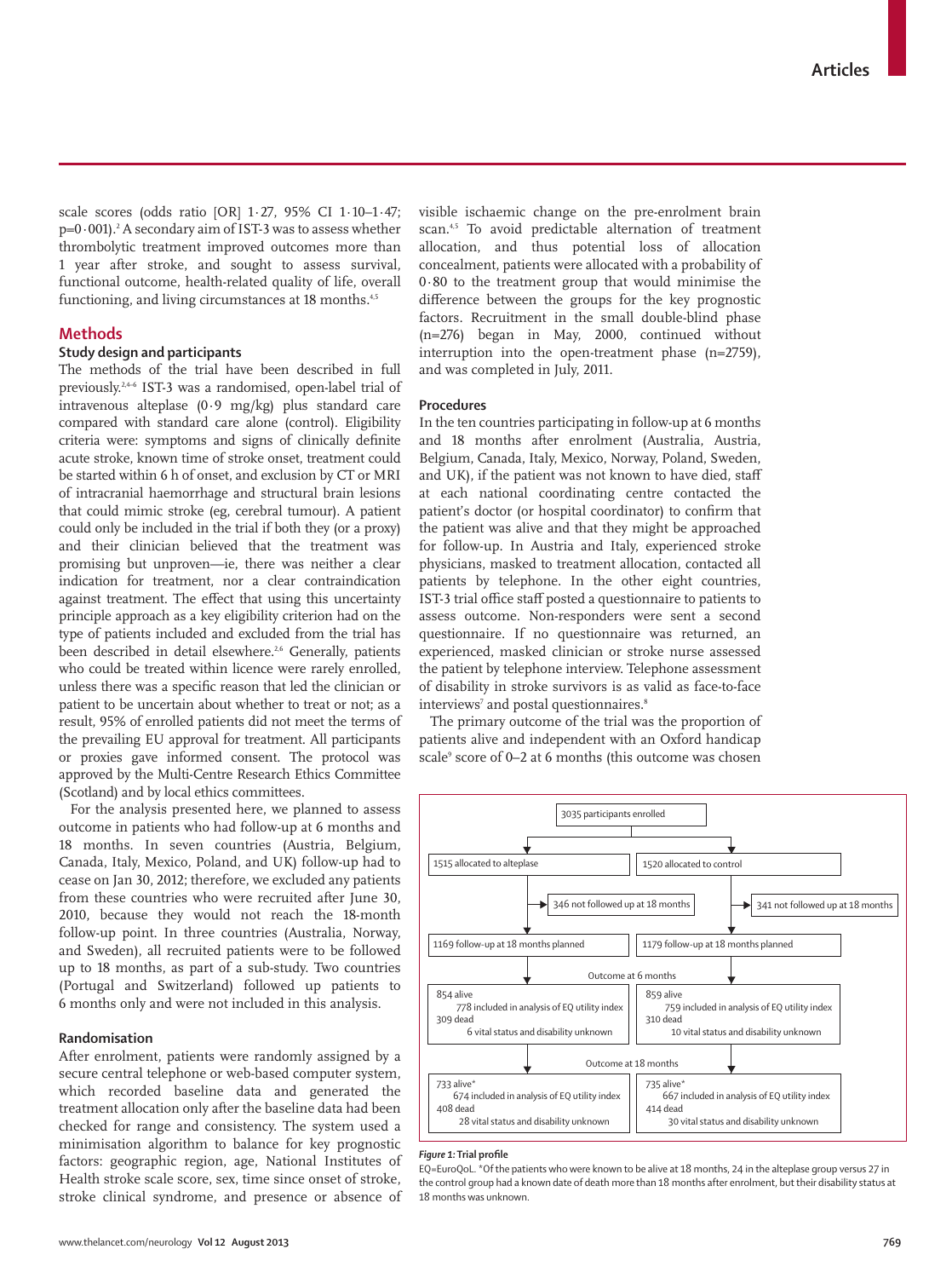scale scores (odds ratio [OR] 1·27, 95% CI 1·10–1·47; p=0·001).[2] A secondary aim of IST-3 was to assess whether thrombolytic treatment improved outcomes more than 1 year after stroke, and sought to assess survival, functional outcome, health-related quality of life, overall functioning, and living circumstances at 18 months.[4,5]

## Methods

### Study design and participants

The methods of the trial have been described in full previously.[2,4–6] IST-3 was a randomised, open-label trial of intravenous alteplase (0·9 mg/kg) plus standard care compared with standard care alone (control). Eligibility criteria were: symptoms and signs of clinically definite acute stroke, known time of stroke onset, treatment could be started within 6 h of onset, and exclusion by CT or MRI of intracranial haemorrhage and structural brain lesions that could mimic stroke (eg, cerebral tumour). A patient could only be included in the trial if both they (or a proxy) and their clinician believed that the treatment was promising but unproven—ie, there was neither a clear indication for treatment, nor a clear contraindication against treatment. The effect that using this uncertainty principle approach as a key eligibility criterion had on the type of patients included and excluded from the trial has been described in detail elsewhere.[2,6] Generally, patients who could be treated within licence were rarely enrolled, unless there was a specific reason that led the clinician or patient to be uncertain about whether to treat or not; as a result, 95% of enrolled patients did not meet the terms of the prevailing EU approval for treatment. All participants or proxies gave informed consent. The protocol was approved by the Multi-Centre Research Ethics Committee (Scotland) and by local ethics committees.

For the analysis presented here, we planned to assess outcome in patients who had follow-up at 6 months and 18 months. In seven countries (Austria, Belgium, Canada, Italy, Mexico, Poland, and UK) follow-up had to cease on Jan 30, 2012; therefore, we excluded any patients from these countries who were recruited after June 30, 2010, because they would not reach the 18-month follow-up point. In three countries (Australia, Norway, and Sweden), all recruited patients were to be followed up to 18 months, as part of a sub-study. Two countries (Portugal and Switzerland) followed up patients to 6 months only and were not included in this analysis.

### Randomisation

After enrolment, patients were randomly assigned by a secure central telephone or web-based computer system, which recorded baseline data and generated the treatment allocation only after the baseline data had been checked for range and consistency. The system used a minimisation algorithm to balance for key prognostic factors: geographic region, age, National Institutes of Health stroke scale score, sex, time since onset of stroke, stroke clinical syndrome, and presence or absence of visible ischaemic change on the pre-enrolment brain scan.[4,5] To avoid predictable alternation of treatment allocation, and thus potential loss of allocation concealment, patients were allocated with a probability of 0·80 to the treatment group that would minimise the difference between the groups for the key prognostic factors. Recruitment in the small double-blind phase (n=276) began in May, 2000, continued without interruption into the open-treatment phase (n=2759), and was completed in July, 2011.

### Procedures

In the ten countries participating in follow-up at 6 months and 18 months after enrolment (Australia, Austria, Belgium, Canada, Italy, Mexico, Norway, Poland, Sweden, and UK), if the patient was not known to have died, staff at each national coordinating centre contacted the patient's doctor (or hospital coordinator) to confirm that the patient was alive and that they might be approached for follow-up. In Austria and Italy, experienced stroke physicians, masked to treatment allocation, contacted all patients by telephone. In the other eight countries, IST-3 trial office staff posted a questionnaire to patients to assess outcome. Non-responders were sent a second questionnaire. If no questionnaire was returned, an experienced, masked clinician or stroke nurse assessed the patient by telephone interview. Telephone assessment of disability in stroke survivors is as valid as face-to-face interviews[7] and postal questionnaires.[8]

The primary outcome of the trial was the proportion of patients alive and independent with an Oxford handicap scale[9] score of 0–2 at 6 months (this outcome was chosen

3035 participants enrolled

| Alteplase | Control |
|---|---|
| 1515 allocated to alteplase | 1520 allocated to control |
| 346 not followed up at 18 months | 341 not followed up at 18 months |
| 1169 follow-up at 18 months planned | 1179 follow-up at 18 months planned |
| **Outcome at 6 months** | |
| 854 alive<br>778 included in analysis of EQ utility index<br>309 dead<br>6 vital status and disability unknown | 859 alive<br>759 included in analysis of EQ utility index<br>310 dead<br>10 vital status and disability unknown |
| **Outcome at 18 months** | |
| 733 alive*<br>674 included in analysis of EQ utility index<br>408 dead<br>28 vital status and disability unknown | 735 alive*<br>667 included in analysis of EQ utility index<br>414 dead<br>30 vital status and disability unknown |

***Figure 1:*** **Trial profile**
EQ=EuroQoL. *Of the patients who were known to be alive at 18 months, 24 in the alteplase group versus 27 in the control group had a known date of death more than 18 months after enrolment, but their disability status at 18 months was unknown.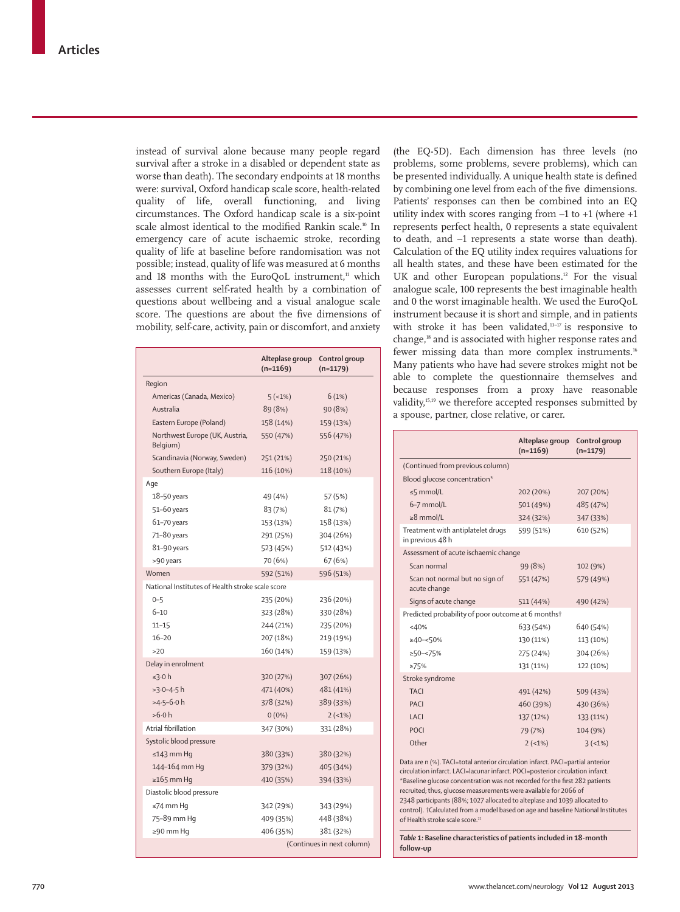instead of survival alone because many people regard survival after a stroke in a disabled or dependent state as worse than death). The secondary endpoints at 18 months were: survival, Oxford handicap scale score, health-related quality of life, overall functioning, and living circumstances. The Oxford handicap scale is a six-point scale almost identical to the modified Rankin scale.[10] In emergency care of acute ischaemic stroke, recording quality of life at baseline before randomisation was not possible; instead, quality of life was measured at 6 months and 18 months with the EuroQoL instrument,[11] which assesses current self-rated health by a combination of questions about wellbeing and a visual analogue scale score. The questions are about the five dimensions of mobility, self-care, activity, pain or discomfort, and anxiety (the EQ-5D). Each dimension has three levels (no problems, some problems, severe problems), which can be presented individually. A unique health state is defined by combining one level from each of the five dimensions. Patients' responses can then be combined into an EQ utility index with scores ranging from –1 to +1 (where +1 represents perfect health, 0 represents a state equivalent to death, and –1 represents a state worse than death). Calculation of the EQ utility index requires valuations for all health states, and these have been estimated for the UK and other European populations.[12] For the visual analogue scale, 100 represents the best imaginable health and 0 the worst imaginable health. We used the EuroQoL instrument because it is short and simple, and in patients with stroke it has been validated,[13–17] is responsive to change,[18] and is associated with higher response rates and fewer missing data than more complex instruments.[16] Many patients who have had severe strokes might not be able to complete the questionnaire themselves and because responses from a proxy have reasonable validity,[15,19] we therefore accepted responses submitted by a spouse, partner, close relative, or carer.

| | Alteplase group (n=1169) | Control group (n=1179) |
|---|---|---|
| **Region** | | |
| Americas (Canada, Mexico) | 5 (<1%) | 6 (1%) |
| Australia | 89 (8%) | 90 (8%) |
| Eastern Europe (Poland) | 158 (14%) | 159 (13%) |
| Northwest Europe (UK, Austria, Belgium) | 550 (47%) | 556 (47%) |
| Scandinavia (Norway, Sweden) | 251 (21%) | 250 (21%) |
| Southern Europe (Italy) | 116 (10%) | 118 (10%) |
| **Age** | | |
| 18–50 years | 49 (4%) | 57 (5%) |
| 51–60 years | 83 (7%) | 81 (7%) |
| 61–70 years | 153 (13%) | 158 (13%) |
| 71–80 years | 291 (25%) | 304 (26%) |
| 81–90 years | 523 (45%) | 512 (43%) |
| >90 years | 70 (6%) | 67 (6%) |
| **Women** | 592 (51%) | 596 (51%) |
| **National Institutes of Health stroke scale score** | | |
| 0–5 | 235 (20%) | 236 (20%) |
| 6–10 | 323 (28%) | 330 (28%) |
| 11–15 | 244 (21%) | 235 (20%) |
| 16–20 | 207 (18%) | 219 (19%) |
| >20 | 160 (14%) | 159 (13%) |
| **Delay in enrolment** | | |
| ≤3·0 h | 320 (27%) | 307 (26%) |
| >3·0–4·5 h | 471 (40%) | 481 (41%) |
| >4·5–6·0 h | 378 (32%) | 389 (33%) |
| >6·0 h | 0 (0%) | 2 (<1%) |
| **Atrial fibrillation** | 347 (30%) | 331 (28%) |
| **Systolic blood pressure** | | |
| ≤143 mm Hg | 380 (33%) | 380 (32%) |
| 144–164 mm Hg | 379 (32%) | 405 (34%) |
| ≥165 mm Hg | 410 (35%) | 394 (33%) |
| **Diastolic blood pressure** | | |
| ≤74 mm Hg | 342 (29%) | 343 (29%) |
| 75–89 mm Hg | 409 (35%) | 448 (38%) |
| ≥90 mm Hg | 406 (35%) | 381 (32%) |
| **Blood glucose concentration*** | | |
| ≤5 mmol/L | 202 (20%) | 207 (20%) |
| 6–7 mmol/L | 501 (49%) | 485 (47%) |
| ≥8 mmol/L | 324 (32%) | 347 (33%) |
| **Treatment with antiplatelet drugs in previous 48 h** | 599 (51%) | 610 (52%) |
| **Assessment of acute ischaemic change** | | |
| Scan normal | 99 (8%) | 102 (9%) |
| Scan not normal but no sign of acute change | 551 (47%) | 579 (49%) |
| Signs of acute change | 511 (44%) | 490 (42%) |
| **Predicted probability of poor outcome at 6 months†** | | |
| <40% | 633 (54%) | 640 (54%) |
| ≥40–<50% | 130 (11%) | 113 (10%) |
| ≥50–<75% | 275 (24%) | 304 (26%) |
| ≥75% | 131 (11%) | 122 (10%) |
| **Stroke syndrome** | | |
| TACI | 491 (42%) | 509 (43%) |
| PACI | 460 (39%) | 430 (36%) |
| LACI | 137 (12%) | 133 (11%) |
| POCI | 79 (7%) | 104 (9%) |
| Other | 2 (<1%) | 3 (<1%) |

Data are n (%). TACI=total anterior circulation infarct. PACI=partial anterior circulation infarct. LACI=lacunar infarct. POCI=posterior circulation infarct. *Baseline glucose concentration was not recorded for the first 282 patients recruited; thus, glucose measurements were available for 2066 of 2348 participants (88%; 1027 allocated to alteplase and 1039 allocated to control). †Calculated from a model based on age and baseline National Institutes of Health stroke scale score.[22]

**Table 1: Baseline characteristics of patients included in 18-month follow-up**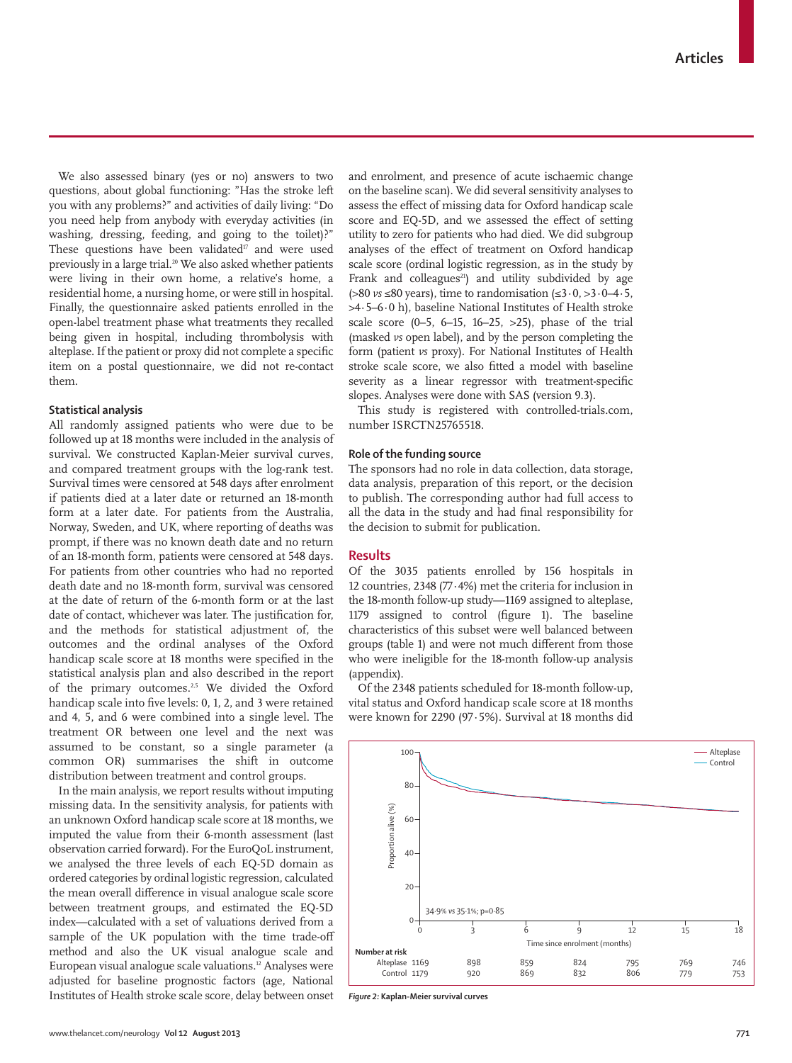We also assessed binary (yes or no) answers to two questions, about global functioning: "Has the stroke left you with any problems?" and activities of daily living: "Do you need help from anybody with everyday activities (in washing, dressing, feeding, and going to the toilet)?" These questions have been validated[17] and were used previously in a large trial.[20] We also asked whether patients were living in their own home, a relative's home, a residential home, a nursing home, or were still in hospital. Finally, the questionnaire asked patients enrolled in the open-label treatment phase what treatments they recalled being given in hospital, including thrombolysis with alteplase. If the patient or proxy did not complete a specific item on a postal questionnaire, we did not re-contact them.

### Statistical analysis

All randomly assigned patients who were due to be followed up at 18 months were included in the analysis of survival. We constructed Kaplan-Meier survival curves, and compared treatment groups with the log-rank test. Survival times were censored at 548 days after enrolment if patients died at a later date or returned an 18-month form at a later date. For patients from the Australia, Norway, Sweden, and UK, where reporting of deaths was prompt, if there was no known death date and no return of an 18-month form, patients were censored at 548 days. For patients from other countries who had no reported death date and no 18-month form, survival was censored at the date of return of the 6-month form or at the last date of contact, whichever was later. The justification for, and the methods for statistical adjustment of, the outcomes and the ordinal analyses of the Oxford handicap scale score at 18 months were specified in the statistical analysis plan and also described in the report of the primary outcomes.[2,5] We divided the Oxford handicap scale into five levels: 0, 1, 2, and 3 were retained and 4, 5, and 6 were combined into a single level. The treatment OR between one level and the next was assumed to be constant, so a single parameter (a common OR) summarises the shift in outcome distribution between treatment and control groups.

In the main analysis, we report results without imputing missing data. In the sensitivity analysis, for patients with an unknown Oxford handicap scale score at 18 months, we imputed the value from their 6-month assessment (last observation carried forward). For the EuroQoL instrument, we analysed the three levels of each EQ-5D domain as ordered categories by ordinal logistic regression, calculated the mean overall difference in visual analogue scale score between treatment groups, and estimated the EQ-5D index—calculated with a set of valuations derived from a sample of the UK population with the time trade-off method and also the UK visual analogue scale and European visual analogue scale valuations.[12] Analyses were adjusted for baseline prognostic factors (age, National Institutes of Health stroke scale score, delay between onset and enrolment, and presence of acute ischaemic change on the baseline scan). We did several sensitivity analyses to assess the effect of missing data for Oxford handicap scale score and EQ-5D, and we assessed the effect of setting utility to zero for patients who had died. We did subgroup analyses of the effect of treatment on Oxford handicap scale score (ordinal logistic regression, as in the study by Frank and colleagues[21]) and utility subdivided by age (>80 *vs* ≤80 years), time to randomisation (≤3·0, >3·0–4·5, >4·5–6·0 h), baseline National Institutes of Health stroke scale score (0–5, 6–15, 16–25, >25), phase of the trial (masked *vs* open label), and by the person completing the form (patient *vs* proxy). For National Institutes of Health stroke scale score, we also fitted a model with baseline severity as a linear regressor with treatment-specific slopes. Analyses were done with SAS (version 9.3).

This study is registered with controlled-trials.com, number ISRCTN25765518.

### Role of the funding source

The sponsors had no role in data collection, data storage, data analysis, preparation of this report, or the decision to publish. The corresponding author had full access to all the data in the study and had final responsibility for the decision to submit for publication.

## Results

Of the 3035 patients enrolled by 156 hospitals in 12 countries, 2348 (77·4%) met the criteria for inclusion in the 18-month follow-up study—1169 assigned to alteplase, 1179 assigned to control (figure 1). The baseline characteristics of this subset were well balanced between groups (table 1) and were not much different from those who were ineligible for the 18-month follow-up analysis (appendix).

Of the 2348 patients scheduled for 18-month follow-up, vital status and Oxford handicap scale score at 18 months were known for 2290 (97·5%). Survival at 18 months did

| Number at risk | 0 | 3 | 6 | 9 | 12 | 15 | 18 |
|---|---|---|---|---|---|---|---|
| Alteplase | 1169 | 898 | 859 | 824 | 795 | 769 | 746 |
| Control | 1179 | 920 | 869 | 832 | 806 | 779 | 753 |

*Figure 2:* **Kaplan-Meier survival curves**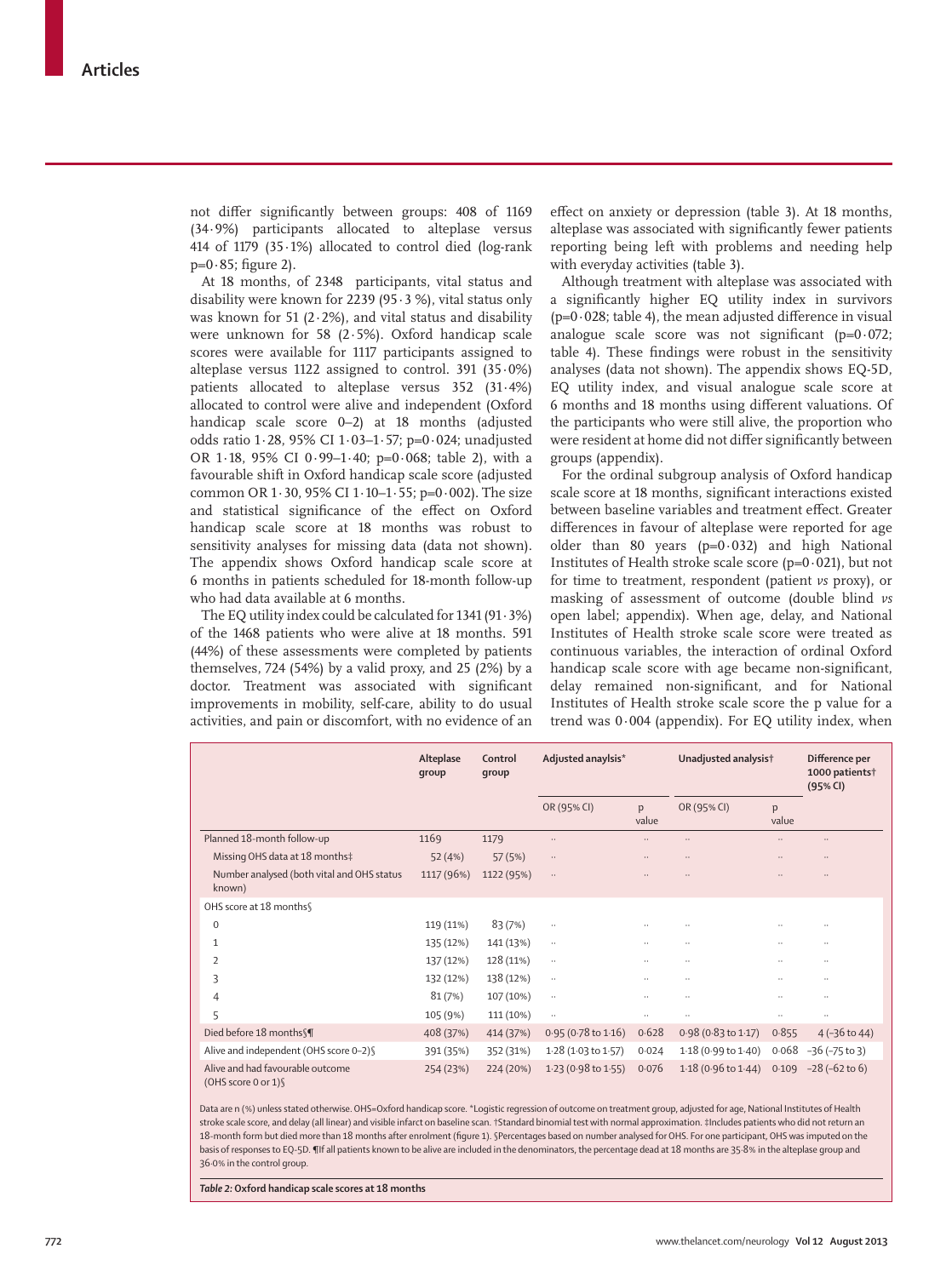not differ significantly between groups: 408 of 1169 (34·9%) participants allocated to alteplase versus 414 of 1179 (35·1%) allocated to control died (log-rank p=0·85; figure 2).

At 18 months, of 2348 participants, vital status and disability were known for 2239 (95·3 %), vital status only was known for 51 (2·2%), and vital status and disability were unknown for 58 (2·5%). Oxford handicap scale scores were available for 1117 participants assigned to alteplase versus 1122 assigned to control. 391 (35·0%) patients allocated to alteplase versus 352 (31·4%) allocated to control were alive and independent (Oxford handicap scale score 0–2) at 18 months (adjusted odds ratio 1·28, 95% CI 1·03–1·57; p=0·024; unadjusted OR 1·18, 95% CI 0·99–1·40; p=0·068; table 2), with a favourable shift in Oxford handicap scale score (adjusted common OR 1·30, 95% CI 1·10–1·55; p=0·002). The size and statistical significance of the effect on Oxford handicap scale score at 18 months was robust to sensitivity analyses for missing data (data not shown). The appendix shows Oxford handicap scale score at 6 months in patients scheduled for 18-month follow-up who had data available at 6 months.

The EQ utility index could be calculated for 1341 (91·3%) of the 1468 patients who were alive at 18 months. 591 (44%) of these assessments were completed by patients themselves, 724 (54%) by a valid proxy, and 25 (2%) by a doctor. Treatment was associated with significant improvements in mobility, self-care, ability to do usual activities, and pain or discomfort, with no evidence of an effect on anxiety or depression (table 3). At 18 months, alteplase was associated with significantly fewer patients reporting being left with problems and needing help with everyday activities (table 3).

Although treatment with alteplase was associated with a significantly higher EQ utility index in survivors (p=0·028; table 4), the mean adjusted difference in visual analogue scale score was not significant (p=0·072; table 4). These findings were robust in the sensitivity analyses (data not shown). The appendix shows EQ-5D, EQ utility index, and visual analogue scale score at 6 months and 18 months using different valuations. Of the participants who were still alive, the proportion who were resident at home did not differ significantly between groups (appendix).

For the ordinal subgroup analysis of Oxford handicap scale score at 18 months, significant interactions existed between baseline variables and treatment effect. Greater differences in favour of alteplase were reported for age older than 80 years (p=0·032) and high National Institutes of Health stroke scale score (p=0·021), but not for time to treatment, respondent (patient *vs* proxy), or masking of assessment of outcome (double blind *vs* open label; appendix). When age, delay, and National Institutes of Health stroke scale score were treated as continuous variables, the interaction of ordinal Oxford handicap scale score with age became non-significant, delay remained non-significant, and for National Institutes of Health stroke scale score the p value for a trend was 0·004 (appendix). For EQ utility index, when

| | Alteplase group | Control group | Adjusted analysis* | | Unadjusted analysis† | | Difference per 1000 patients† (95% CI) |
|---|---|---|---|---|---|---|---|
| | | | OR (95% CI) | p value | OR (95% CI) | p value | |
| Planned 18-month follow-up | 1169 | 1179 | .. | .. | .. | .. | .. |
| Missing OHS data at 18 months‡ | 52 (4%) | 57 (5%) | .. | .. | .. | .. | .. |
| Number analysed (both vital and OHS status known) | 1117 (96%) | 1122 (95%) | .. | .. | .. | .. | .. |
| OHS score at 18 months§ | | | | | | | |
| 0 | 119 (11%) | 83 (7%) | .. | .. | .. | .. | .. |
| 1 | 135 (12%) | 141 (13%) | .. | .. | .. | .. | .. |
| 2 | 137 (12%) | 128 (11%) | .. | .. | .. | .. | .. |
| 3 | 132 (12%) | 138 (12%) | .. | .. | .. | .. | .. |
| 4 | 81 (7%) | 107 (10%) | .. | .. | .. | .. | .. |
| 5 | 105 (9%) | 111 (10%) | .. | .. | .. | .. | .. |
| Died before 18 months§¶ | 408 (37%) | 414 (37%) | 0·95 (0·78 to 1·16) | 0·628 | 0·98 (0·83 to 1·17) | 0·855 | 4 (–36 to 44) |
| Alive and independent (OHS score 0–2)§ | 391 (35%) | 352 (31%) | 1·28 (1·03 to 1·57) | 0·024 | 1·18 (0·99 to 1·40) | 0·068 | –36 (–75 to 3) |
| Alive and had favourable outcome (OHS score 0 or 1)§ | 254 (23%) | 224 (20%) | 1·23 (0·98 to 1·55) | 0·076 | 1·18 (0·96 to 1·44) | 0·109 | –28 (–62 to 6) |

Data are n (%) unless stated otherwise. OHS=Oxford handicap score. *Logistic regression of outcome on treatment group, adjusted for age, National Institutes of Health stroke scale score, and delay (all linear) and visible infarct on baseline scan. †Standard binomial test with normal approximation. ‡Includes patients who did not return an 18-month form but died more than 18 months after enrolment (figure 1). §Percentages based on number analysed for OHS. For one participant, OHS was imputed on the basis of responses to EQ-5D. ¶If all patients known to be alive are included in the denominators, the percentage dead at 18 months are 35·8% in the alteplase group and 36·0% in the control group.

***Table 2:* Oxford handicap scale scores at 18 months**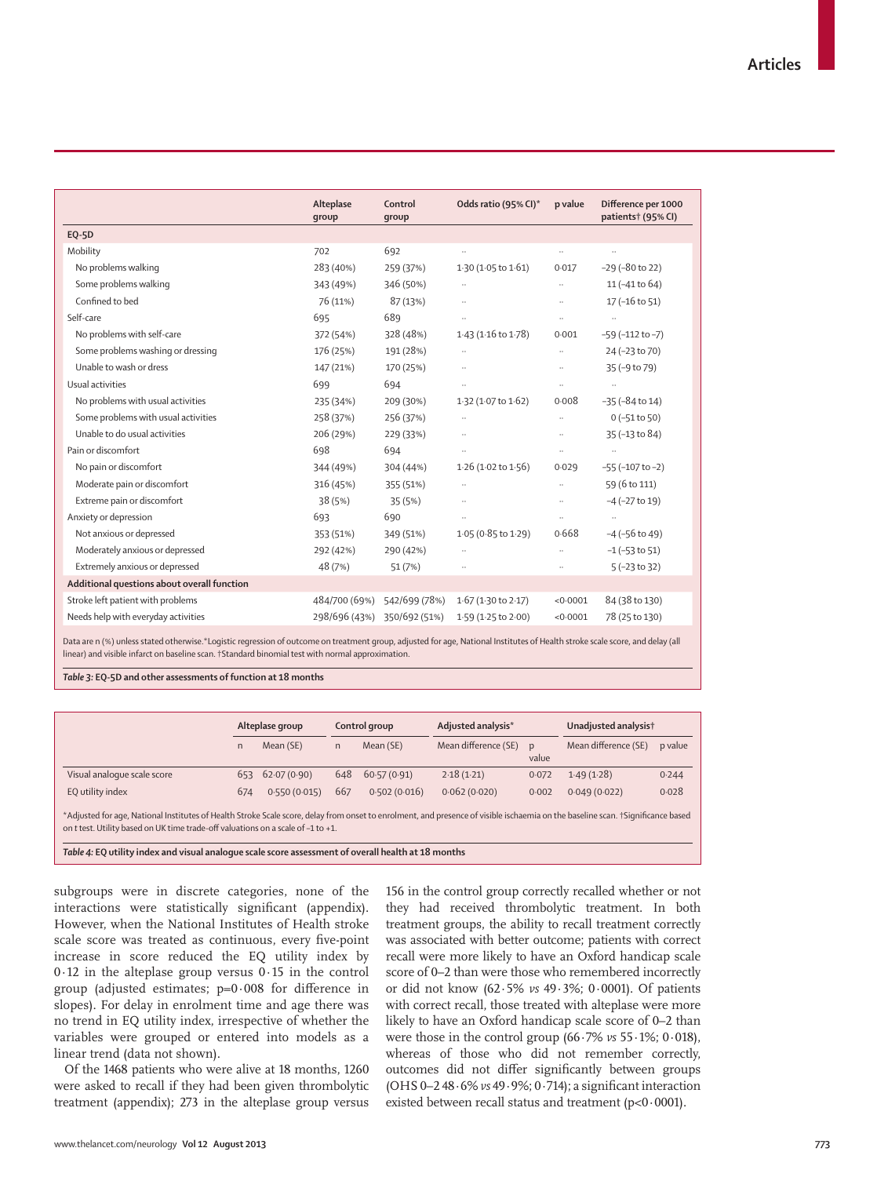| | Alteplase group | Control group | Odds ratio (95% CI)* | p value | Difference per 1000 patients† (95% CI) |
|---|---|---|---|---|---|
| **EQ-5D** | | | | | |
| Mobility | 702 | 692 | .. | .. | .. |
| No problems walking | 283 (40%) | 259 (37%) | 1·30 (1·05 to 1·61) | 0·017 | –29 (–80 to 22) |
| Some problems walking | 343 (49%) | 346 (50%) | .. | .. | 11 (–41 to 64) |
| Confined to bed | 76 (11%) | 87 (13%) | .. | .. | 17 (–16 to 51) |
| Self-care | 695 | 689 | .. | .. | .. |
| No problems with self-care | 372 (54%) | 328 (48%) | 1·43 (1·16 to 1·78) | 0·001 | –59 (–112 to –7) |
| Some problems washing or dressing | 176 (25%) | 191 (28%) | .. | .. | 24 (–23 to 70) |
| Unable to wash or dress | 147 (21%) | 170 (25%) | .. | .. | 35 (–9 to 79) |
| Usual activities | 699 | 694 | .. | .. | .. |
| No problems with usual activities | 235 (34%) | 209 (30%) | 1·32 (1·07 to 1·62) | 0·008 | –35 (–84 to 14) |
| Some problems with usual activities | 258 (37%) | 256 (37%) | .. | .. | 0 (–51 to 50) |
| Unable to do usual activities | 206 (29%) | 229 (33%) | .. | .. | 35 (–13 to 84) |
| Pain or discomfort | 698 | 694 | .. | .. | .. |
| No pain or discomfort | 344 (49%) | 304 (44%) | 1·26 (1·02 to 1·56) | 0·029 | –55 (–107 to –2) |
| Moderate pain or discomfort | 316 (45%) | 355 (51%) | .. | .. | 59 (6 to 111) |
| Extreme pain or discomfort | 38 (5%) | 35 (5%) | .. | .. | –4 (–27 to 19) |
| Anxiety or depression | 693 | 690 | .. | .. | .. |
| Not anxious or depressed | 353 (51%) | 349 (51%) | 1·05 (0·85 to 1·29) | 0·668 | –4 (–56 to 49) |
| Moderately anxious or depressed | 292 (42%) | 290 (42%) | .. | .. | –1 (–53 to 51) |
| Extremely anxious or depressed | 48 (7%) | 51 (7%) | .. | .. | 5 (–23 to 32) |
| **Additional questions about overall function** | | | | | |
| Stroke left patient with problems | 484/700 (69%) | 542/699 (78%) | 1·67 (1·30 to 2·17) | <0·0001 | 84 (38 to 130) |
| Needs help with everyday activities | 298/696 (43%) | 350/692 (51%) | 1·59 (1·25 to 2·00) | <0·0001 | 78 (25 to 130) |

Data are n (%) unless stated otherwise.*Logistic regression of outcome on treatment group, adjusted for age, National Institutes of Health stroke scale score, and delay (all linear) and visible infarct on baseline scan. †Standard binomial test with normal approximation.

*Table 3:* **EQ-5D and other assessments of function at 18 months**

| | Alteplase group | | Control group | | Adjusted analysis* | | Unadjusted analysis† | |
|---|---|---|---|---|---|---|---|---|
| | n | Mean (SE) | n | Mean (SE) | Mean difference (SE) | p value | Mean difference (SE) | p value |
| Visual analogue scale score | 653 | 62·07 (0·90) | 648 | 60·57 (0·91) | 2·18 (1·21) | 0·072 | 1·49 (1·28) | 0·244 |
| EQ utility index | 674 | 0·550 (0·015) | 667 | 0·502 (0·016) | 0·062 (0·020) | 0·002 | 0·049 (0·022) | 0·028 |

*Adjusted for age, National Institutes of Health Stroke Scale score, delay from onset to enrolment, and presence of visible ischaemia on the baseline scan. †Significance based on t test. Utility based on UK time trade-off valuations on a scale of –1 to +1.

*Table 4:* **EQ utility index and visual analogue scale score assessment of overall health at 18 months**

subgroups were in discrete categories, none of the interactions were statistically significant (appendix). However, when the National Institutes of Health stroke scale score was treated as continuous, every five-point increase in score reduced the EQ utility index by 0·12 in the alteplase group versus 0·15 in the control group (adjusted estimates; p=0·008 for difference in slopes). For delay in enrolment time and age there was no trend in EQ utility index, irrespective of whether the variables were grouped or entered into models as a linear trend (data not shown).

Of the 1468 patients who were alive at 18 months, 1260 were asked to recall if they had been given thrombolytic treatment (appendix); 273 in the alteplase group versus 156 in the control group correctly recalled whether or not they had received thrombolytic treatment. In both treatment groups, the ability to recall treatment correctly was associated with better outcome; patients with correct recall were more likely to have an Oxford handicap scale score of 0–2 than were those who remembered incorrectly or did not know (62·5% *vs* 49·3%; 0·0001). Of patients with correct recall, those treated with alteplase were more likely to have an Oxford handicap scale score of 0–2 than were those in the control group (66·7% *vs* 55·1%; 0·018), whereas of those who did not remember correctly, outcomes did not differ significantly between groups (OHS 0–2 48·6% *vs* 49·9%; 0·714); a significant interaction existed between recall status and treatment (p<0·0001).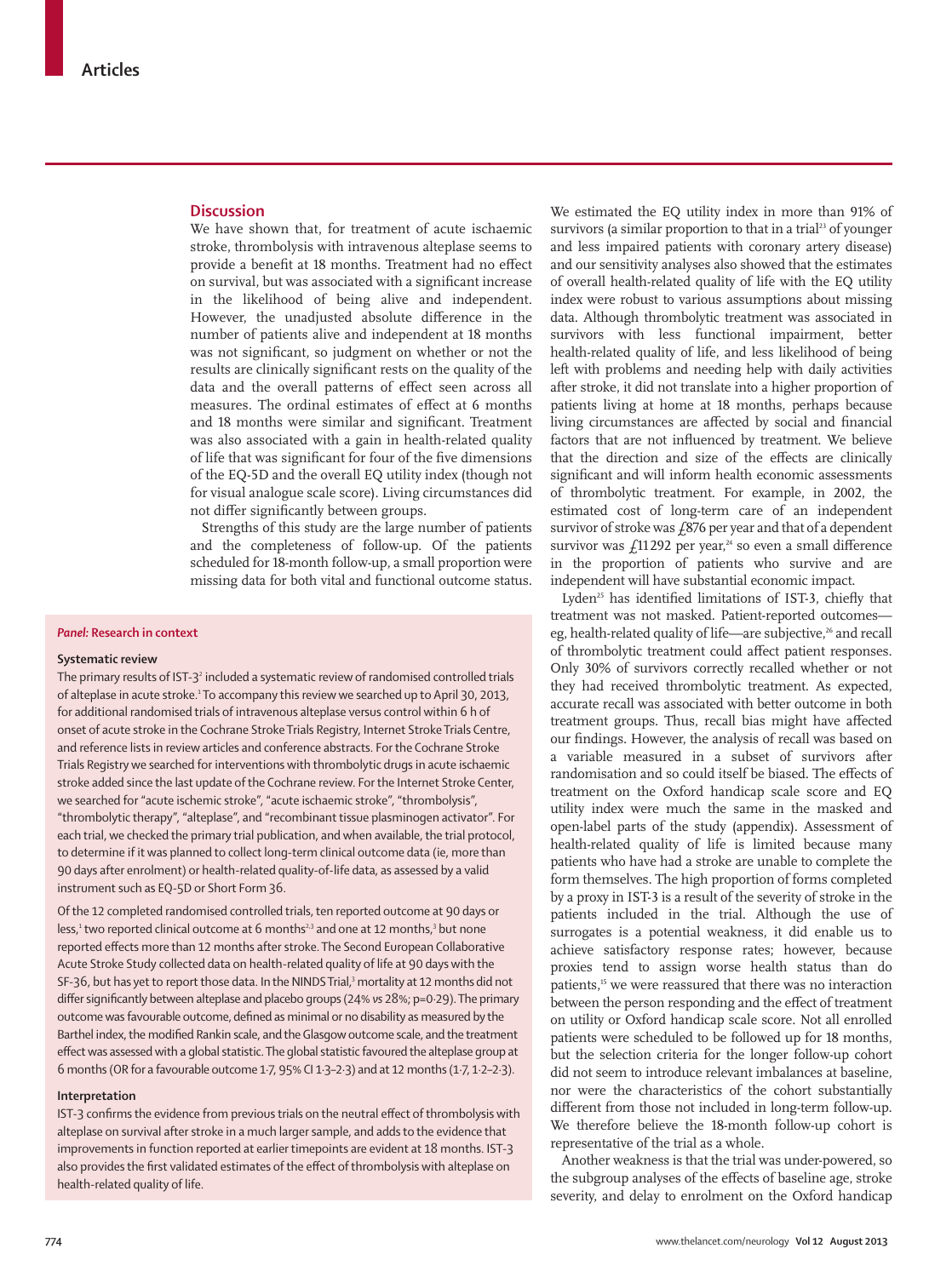## Discussion

We have shown that, for treatment of acute ischaemic stroke, thrombolysis with intravenous alteplase seems to provide a benefit at 18 months. Treatment had no effect on survival, but was associated with a significant increase in the likelihood of being alive and independent. However, the unadjusted absolute difference in the number of patients alive and independent at 18 months was not significant, so judgment on whether or not the results are clinically significant rests on the quality of the data and the overall patterns of effect seen across all measures. The ordinal estimates of effect at 6 months and 18 months were similar and significant. Treatment was also associated with a gain in health-related quality of life that was significant for four of the five dimensions of the EQ-5D and the overall EQ utility index (though not for visual analogue scale score). Living circumstances did not differ significantly between groups.

Strengths of this study are the large number of patients and the completeness of follow-up. Of the patients scheduled for 18-month follow-up, a small proportion were missing data for both vital and functional outcome status.

> ***Panel:* Research in context**
>
> **Systematic review**
>
> The primary results of IST-3[2] included a systematic review of randomised controlled trials of alteplase in acute stroke.[1] To accompany this review we searched up to April 30, 2013, for additional randomised trials of intravenous alteplase versus control within 6 h of onset of acute stroke in the Cochrane Stroke Trials Registry, Internet Stroke Trials Centre, and reference lists in review articles and conference abstracts. For the Cochrane Stroke Trials Registry we searched for interventions with thrombolytic drugs in acute ischaemic stroke added since the last update of the Cochrane review. For the Internet Stroke Center, we searched for "acute ischemic stroke", "acute ischaemic stroke", "thrombolysis", "thrombolytic therapy", "alteplase", and "recombinant tissue plasminogen activator". For each trial, we checked the primary trial publication, and when available, the trial protocol, to determine if it was planned to collect long-term clinical outcome data (ie, more than 90 days after enrolment) or health-related quality-of-life data, as assessed by a valid instrument such as EQ-5D or Short Form 36.
>
> Of the 12 completed randomised controlled trials, ten reported outcome at 90 days or less,[1] two reported clinical outcome at 6 months[2,3] and one at 12 months,[3] but none reported effects more than 12 months after stroke. The Second European Collaborative Acute Stroke Study collected data on health-related quality of life at 90 days with the SF-36, but has yet to report those data. In the NINDS Trial,[3] mortality at 12 months did not differ significantly between alteplase and placebo groups (24% *vs* 28%; p=0·29). The primary outcome was favourable outcome, defined as minimal or no disability as measured by the Barthel index, the modified Rankin scale, and the Glasgow outcome scale, and the treatment effect was assessed with a global statistic. The global statistic favoured the alteplase group at 6 months (OR for a favourable outcome 1·7, 95% CI 1·3–2·3) and at 12 months (1·7, 1·2–2·3).
>
> **Interpretation**
>
> IST-3 confirms the evidence from previous trials on the neutral effect of thrombolysis with alteplase on survival after stroke in a much larger sample, and adds to the evidence that improvements in function reported at earlier timepoints are evident at 18 months. IST-3 also provides the first validated estimates of the effect of thrombolysis with alteplase on health-related quality of life.

We estimated the EQ utility index in more than 91% of survivors (a similar proportion to that in a trial[23] of younger and less impaired patients with coronary artery disease) and our sensitivity analyses also showed that the estimates of overall health-related quality of life with the EQ utility index were robust to various assumptions about missing data. Although thrombolytic treatment was associated in survivors with less functional impairment, better health-related quality of life, and less likelihood of being left with problems and needing help with daily activities after stroke, it did not translate into a higher proportion of patients living at home at 18 months, perhaps because living circumstances are affected by social and financial factors that are not influenced by treatment. We believe that the direction and size of the effects are clinically significant and will inform health economic assessments of thrombolytic treatment. For example, in 2002, the estimated cost of long-term care of an independent survivor of stroke was £876 per year and that of a dependent survivor was £11 292 per year,[24] so even a small difference in the proportion of patients who survive and are independent will have substantial economic impact.

Lyden[25] has identified limitations of IST-3, chiefly that treatment was not masked. Patient-reported outcomes—eg, health-related quality of life—are subjective,[26] and recall of thrombolytic treatment could affect patient responses. Only 30% of survivors correctly recalled whether or not they had received thrombolytic treatment. As expected, accurate recall was associated with better outcome in both treatment groups. Thus, recall bias might have affected our findings. However, the analysis of recall was based on a variable measured in a subset of survivors after randomisation and so could itself be biased. The effects of treatment on the Oxford handicap scale score and EQ utility index were much the same in the masked and open-label parts of the study (appendix). Assessment of health-related quality of life is limited because many patients who have had a stroke are unable to complete the form themselves. The high proportion of forms completed by a proxy in IST-3 is a result of the severity of stroke in the patients included in the trial. Although the use of surrogates is a potential weakness, it did enable us to achieve satisfactory response rates; however, because proxies tend to assign worse health status than do patients,[15] we were reassured that there was no interaction between the person responding and the effect of treatment on utility or Oxford handicap scale score. Not all enrolled patients were scheduled to be followed up for 18 months, but the selection criteria for the longer follow-up cohort did not seem to introduce relevant imbalances at baseline, nor were the characteristics of the cohort substantially different from those not included in long-term follow-up. We therefore believe the 18-month follow-up cohort is representative of the trial as a whole.

Another weakness is that the trial was under-powered, so the subgroup analyses of the effects of baseline age, stroke severity, and delay to enrolment on the Oxford handicap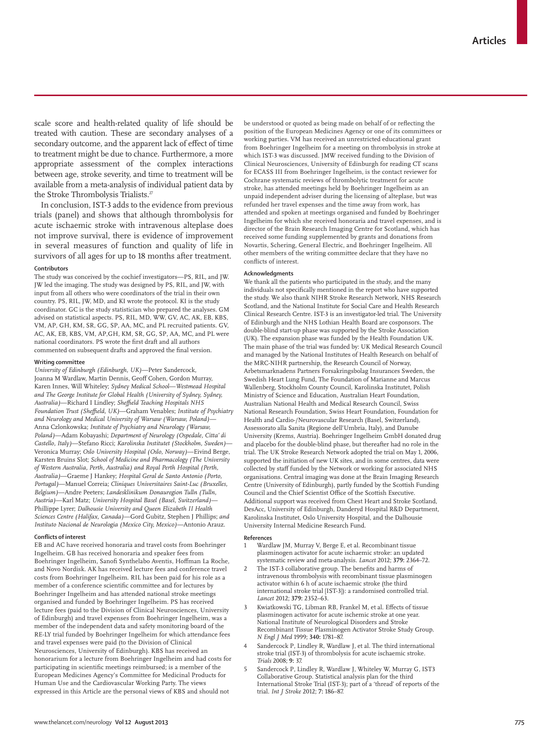scale score and health-related quality of life should be treated with caution. These are secondary analyses of a secondary outcome, and the apparent lack of effect of time to treatment might be due to chance. Furthermore, a more appropriate assessment of the complex interactions between age, stroke severity, and time to treatment will be available from a meta-analysis of individual patient data by the Stroke Thrombolysis Trialists.[27]

In conclusion, IST-3 adds to the evidence from previous trials (panel) and shows that although thrombolysis for acute ischaemic stroke with intravenous alteplase does not improve survival, there is evidence of improvement in several measures of function and quality of life in survivors of all ages for up to 18 months after treatment.

#### Contributors

The study was conceived by the cochief investigators—PS, RIL, and JW. JW led the imaging. The study was designed by PS, RIL, and JW, with input from all others who were coordinators of the trial in their own country. PS, RIL, JW, MD, and KI wrote the protocol. KI is the study coordinator. GC is the study statistician who prepared the analyses. GM advised on statistical aspects. PS, RIL, MD, WW, GV, AC, AK, EB, KBS, VM, AP, GH, KM, SR, GG, SP, AA, MC, and PL recruited patients. GV, AC, AK, EB, KBS, VM, AP,GH, KM, SR, GG, SP, AA, MC, and PL were national coordinators. PS wrote the first draft and all authors commented on subsequent drafts and approved the final version.

#### Writing committee

*University of Edinburgh (Edinburgh, UK)*—Peter Sandercock, Joanna M Wardlaw, Martin Dennis, Geoff Cohen, Gordon Murray, Karen Innes, Will Whiteley; *Sydney Medical School—Westmead Hospital and The George Institute for Global Health (University of Sydney, Sydney, Australia)*—Richard I Lindley; *Sheffield Teaching Hospitals NHS Foundation Trust (Sheffield, UK)*—Graham Venables; *Institute of Psychiatry and Neurology and Medical University of Warsaw (Warsaw, Poland)*—Anna Czlonkowska; *Institute of Psychiatry and Neurology (Warsaw, Poland)*—Adam Kobayashi; *Department of Neurology (Ospedale, Citta' di Castello, Italy)*—Stefano Ricci; *Karolinska Institutet (Stockholm, Sweden)*—Veronica Murray; *Oslo University Hospital (Oslo, Norway)*—Eivind Berge, Karsten Bruins Slot; *School of Medicine and Pharmacology (The University of Western Australia, Perth, Australia) and Royal Perth Hospital (Perth, Australia)*—Graeme J Hankey; *Hospital Geral de Santo Antonio (Porto, Portugal)*—Manuel Correia; *Cliniques Universitaires Saint-Luc (Bruxelles, Belgium)*—Andre Peeters; *Landesklinikum Donauregion Tulln (Tulln, Austria)*—Karl Matz; *University Hospital Basel (Basel, Switzerland)*—Phillippe Lyrer; *Dalhousie University and Queen Elizabeth II Health Sciences Centre (Halifax, Canada)*—Gord Gubitz, Stephen J Phillips; *and Instituto Nacional de Neurologia (Mexico City, Mexico)*—Antonio Arauz.

#### Conflicts of interest

EB and AC have received honoraria and travel costs from Boehringer Ingelheim. GB has received honoraria and speaker fees from Boehringer Ingelheim, Sanofi Synthelabo Aventis, Hoffman La Roche, and Novo Nordisk. AK has received lecture fees and conference travel costs from Boehringer Ingelheim. RIL has been paid for his role as a member of a conference scientific committee and for lectures by Boehringer Ingelheim and has attended national stroke meetings organised and funded by Boehringer Ingelheim. PS has received lecture fees (paid to the Division of Clinical Neurosciences, University of Edinburgh) and travel expenses from Boehringer Ingelheim, was a member of the independent data and safety monitoring board of the RE-LY trial funded by Boehringer Ingelheim for which attendance fees and travel expenses were paid (to the Division of Clinical Neurosciences, University of Edinburgh). KBS has received an honorarium for a lecture from Boehringer Ingelheim and had costs for participating in scientific meetings reimbursed; is a member of the European Medicines Agency's Committee for Medicinal Products for Human Use and the Cardiovascular Working Party. The views expressed in this Article are the personal views of KBS and should not be understood or quoted as being made on behalf of or reflecting the position of the European Medicines Agency or one of its committees or working parties. VM has received an unrestricted educational grant from Boehringer Ingelheim for a meeting on thrombolysis in stroke at which IST-3 was discussed. JMW received funding to the Division of Clinical Neurosciences, University of Edinburgh for reading CT scans for ECASS III from Boehringer Ingelheim, is the contact reviewer for Cochrane systematic reviews of thrombolytic treatment for acute stroke, has attended meetings held by Boehringer Ingelheim as an unpaid independent adviser during the licensing of alteplase, but was refunded her travel expenses and the time away from work, has attended and spoken at meetings organised and funded by Boehringer Ingelheim for which she received honoraria and travel expenses, and is director of the Brain Research Imaging Centre for Scotland, which has received some funding supplemented by grants and donations from Novartis, Schering, General Electric, and Boehringer Ingelheim. All other members of the writing committee declare that they have no conflicts of interest.

#### Acknowledgments

We thank all the patients who participated in the study, and the many individuals not specifically mentioned in the report who have supported the study. We also thank NIHR Stroke Research Network, NHS Research Scotland, and the National Institute for Social Care and Health Research Clinical Research Centre. IST-3 is an investigator-led trial. The University of Edinburgh and the NHS Lothian Health Board are cosponsors. The double-blind start-up phase was supported by the Stroke Association (UK). The expansion phase was funded by the Health Foundation UK. The main phase of the trial was funded by: UK Medical Research Council and managed by the National Institutes of Health Research on behalf of the MRC-NIHR partnership, the Research Council of Norway, Arbetsmarknadens Partners Forsakringsbolag Insurances Sweden, the Swedish Heart Lung Fund, The Foundation of Marianne and Marcus Wallenberg, Stockholm County Council, Karolinska Institutet, Polish Ministry of Science and Education, Australian Heart Foundation, Australian National Health and Medical Research Council, Swiss National Research Foundation, Swiss Heart Foundation, Foundation for Health and Cardio-/Neurovascular Research (Basel, Switzerland), Assessorato alla Sanita (Regione dell'Umbria, Italy), and Danube University (Krems, Austria). Boehringer Ingelheim GmbH donated drug and placebo for the double-blind phase, but thereafter had no role in the trial. The UK Stroke Research Network adopted the trial on May 1, 2006, supported the initiation of new UK sites, and in some centres, data were collected by staff funded by the Network or working for associated NHS organisations. Central imaging was done at the Brain Imaging Research Centre (University of Edinburgh), partly funded by the Scottish Funding Council and the Chief Scientist Office of the Scottish Executive. Additional support was received from Chest Heart and Stroke Scotland, DesAcc, University of Edinburgh, Danderyd Hospital R&D Department, Karolinska Institutet, Oslo University Hospital, and the Dalhousie University Internal Medicine Research Fund.

#### References

1. Wardlaw JM, Murray V, Berge E, et al. Recombinant tissue plasminogen activator for acute ischaemic stroke: an updated systematic review and meta-analysis. *Lancet* 2012; **379:** 2364–72.
2. The IST-3 collaborative group. The benefits and harms of intravenous thrombolysis with recombinant tissue plasminogen activator within 6 h of acute ischaemic stroke (the third international stroke trial [IST-3]): a randomised controlled trial. *Lancet* 2012; **379:** 2352–63.
3. Kwiatkowski TG, Libman RB, Frankel M, et al. Effects of tissue plasminogen activator for acute ischemic stroke at one year. National Institute of Neurological Disorders and Stroke Recombinant Tissue Plasminogen Activator Stroke Study Group. *N Engl J Med* 1999; **340:** 1781–87.
4. Sandercock P, Lindley R, Wardlaw J, et al. The third international stroke trial (IST-3) of thrombolysis for acute ischaemic stroke. *Trials* 2008; **9:** 37.
5. Sandercock P, Lindley R, Wardlaw J, Whiteley W, Murray G, IST3 Collaborative Group. Statistical analysis plan for the third International Stroke Trial (IST-3); part of a 'thread' of reports of the trial. *Int J Stroke* 2012; **7:** 186–87.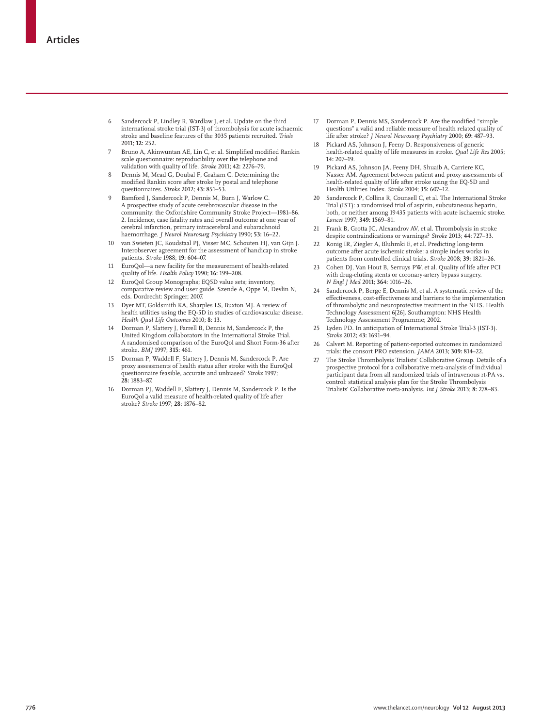6 Sandercock P, Lindley R, Wardlaw J, et al. Update on the third international stroke trial (IST-3) of thrombolysis for acute ischaemic stroke and baseline features of the 3035 patients recruited. *Trials* 2011; **12:** 252.

7 Bruno A, Akinwuntan AE, Lin C, et al. Simplified modified Rankin scale questionnaire: reproducibility over the telephone and validation with quality of life. *Stroke* 2011; **42:** 2276–79.

8 Dennis M, Mead G, Doubal F, Graham C. Determining the modified Rankin score after stroke by postal and telephone questionnaires. *Stroke* 2012; **43:** 851–53.

9 Bamford J, Sandercock P, Dennis M, Burn J, Warlow C. A prospective study of acute cerebrovascular disease in the community: the Oxfordshire Community Stroke Project—1981–86. 2. Incidence, case fatality rates and overall outcome at one year of cerebral infarction, primary intracerebral and subarachnoid haemorrhage. *J Neurol Neurosurg Psychiatry* 1990; **53:** 16–22.

10 van Swieten JC, Koudstaal PJ, Visser MC, Schouten HJ, van Gijn J. Interobserver agreement for the assessment of handicap in stroke patients. *Stroke* 1988; **19:** 604–07.

11 EuroQol—a new facility for the measurement of health-related quality of life. *Health Policy* 1990; **16:** 199–208.

12 EuroQol Group Monographs; EQ5D value sets; inventory, comparative review and user guide. Szende A, Oppe M, Devlin N, eds. Dordrecht: Springer; 2007.

13 Dyer MT, Goldsmith KA, Sharples LS, Buxton MJ. A review of health utilities using the EQ-5D in studies of cardiovascular disease. *Health Qual Life Outcomes* 2010; **8:** 13.

14 Dorman P, Slattery J, Farrell B, Dennis M, Sandercock P, the United Kingdom collaborators in the International Stroke Trial. A randomised comparison of the EuroQol and Short Form-36 after stroke. *BMJ* 1997; **315:** 461.

15 Dorman P, Waddell F, Slattery J, Dennis M, Sandercock P. Are proxy assessments of health status after stroke with the EuroQol questionnaire feasible, accurate and unbiased? *Stroke* 1997; **28:** 1883–87.

16 Dorman PJ, Waddell F, Slattery J, Dennis M, Sandercock P. Is the EuroQol a valid measure of health-related quality of life after stroke? *Stroke* 1997; **28:** 1876–82.

17 Dorman P, Dennis MS, Sandercock P. Are the modified "simple questions" a valid and reliable measure of health related quality of life after stroke? *J Neurol Neurosurg Psychiatry* 2000; **69:** 487–93.

18 Pickard AS, Johnson J, Feeny D. Responsiveness of generic health-related quality of life measures in stroke. *Qual Life Res* 2005; **14:** 207–19.

19 Pickard AS, Johnson JA, Feeny DH, Shuaib A, Carriere KC, Nasser AM. Agreement between patient and proxy assessments of health-related quality of life after stroke using the EQ-5D and Health Utilities Index. *Stroke* 2004; **35:** 607–12.

20 Sandercock P, Collins R, Counsell C, et al. The International Stroke Trial (IST): a randomised trial of aspirin, subcutaneous heparin, both, or neither among 19 435 patients with acute ischaemic stroke. *Lancet* 1997; **349:** 1569–81.

21 Frank B, Grotta JC, Alexandrov AV, et al. Thrombolysis in stroke despite contraindications or warnings? *Stroke* 2013; **44:** 727–33.

22 Konig IR, Ziegler A, Bluhmki E, et al. Predicting long-term outcome after acute ischemic stroke: a simple index works in patients from controlled clinical trials. *Stroke* 2008; **39:** 1821–26.

23 Cohen DJ, Van Hout B, Serruys PW, et al. Quality of life after PCI with drug-eluting stents or coronary-artery bypass surgery. *N Engl J Med* 2011; **364:** 1016–26.

24 Sandercock P, Berge E, Dennis M, et al. A systematic review of the effectiveness, cost-effectiveness and barriers to the implementation of thrombolytic and neuroprotective treatment in the NHS. Health Technology Assessment 6[26]. Southampton: NHS Health Technology Assessment Programme; 2002.

25 Lyden PD. In anticipation of International Stroke Trial-3 (IST-3). *Stroke* 2012; **43:** 1691–94.

26 Calvert M. Reporting of patient-reported outcomes in randomized trials: the consort PRO extension. *JAMA* 2013; **309:** 814–22.

27 The Stroke Thrombolysis Trialists' Collaborative Group. Details of a prospective protocol for a collaborative meta-analysis of individual participant data from all randomized trials of intravenous rt-PA vs. control: statistical analysis plan for the Stroke Thrombolysis Trialists' Collaborative meta-analysis. *Int J Stroke* 2013; **8:** 278–83.